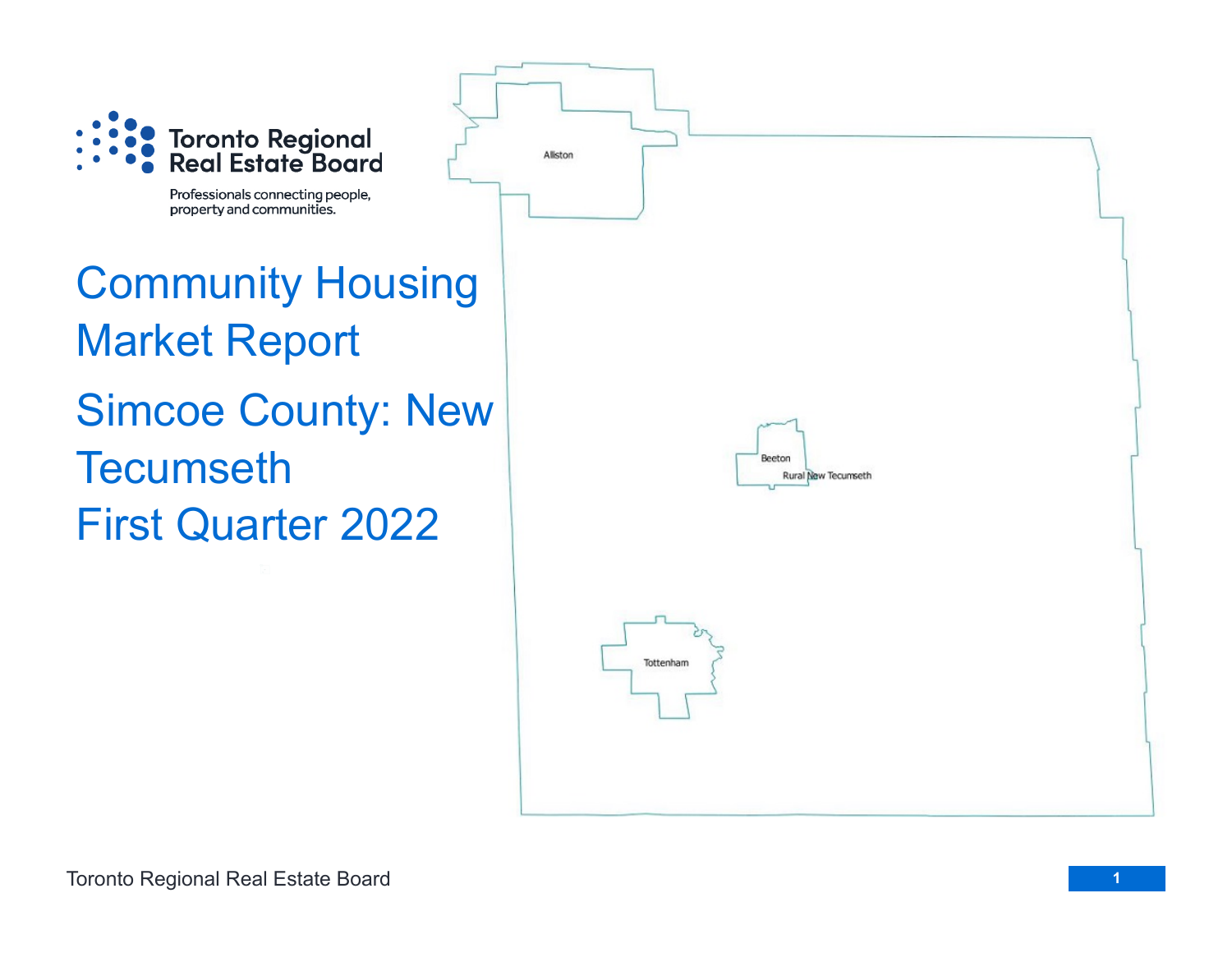Toronto Regional Real Estate Board

Professionals connecting people, property and communities.

# Community Housing Market Report

# Simcoe County: New Tecumseth

# First Quarter 2022

Alliston

Beeton

Rural New Tecumseth

Tottenham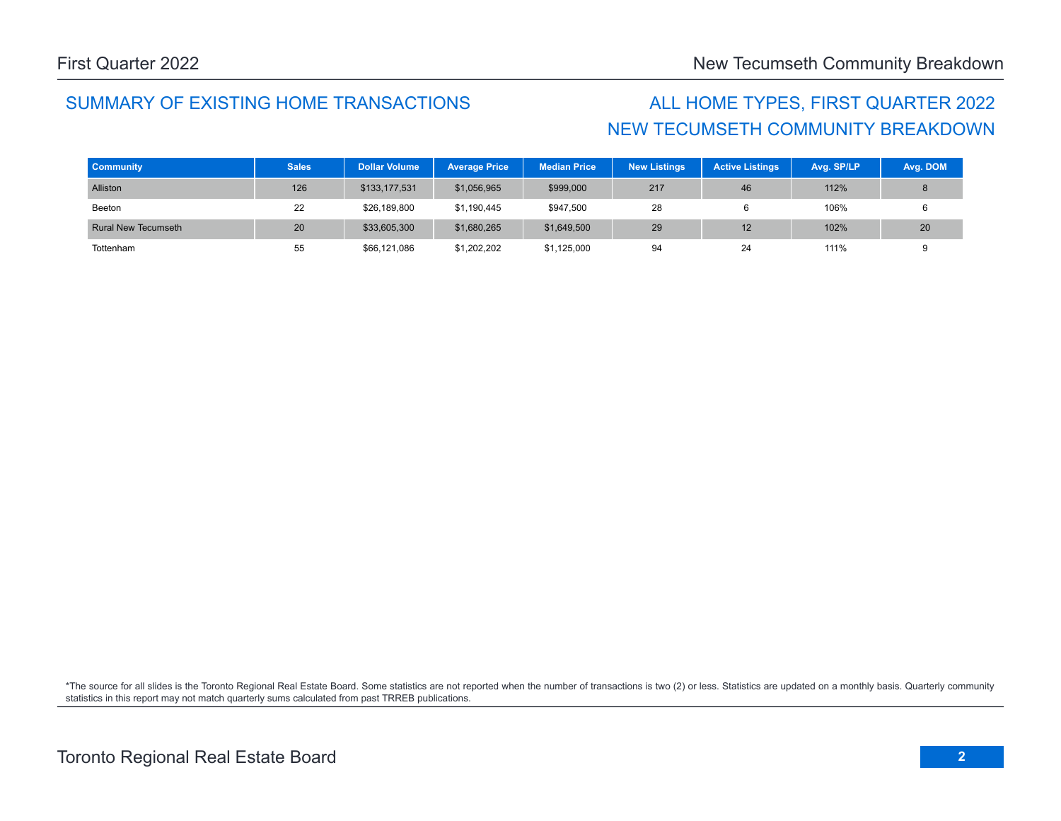## SUMMARY OF EXISTING HOME TRANSACTIONS

## ALL HOME TYPES, FIRST QUARTER 2022
## NEW TECUMSETH COMMUNITY BREAKDOWN

| Community | Sales | Dollar Volume | Average Price | Median Price | New Listings | Active Listings | Avg. SP/LP | Avg. DOM |
|---|---|---|---|---|---|---|---|---|
| Alliston | 126 | $133,177,531 | $1,056,965 | $999,000 | 217 | 46 | 112% | 8 |
| Beeton | 22 | $26,189,800 | $1,190,445 | $947,500 | 28 | 6 | 106% | 6 |
| Rural New Tecumseth | 20 | $33,605,300 | $1,680,265 | $1,649,500 | 29 | 12 | 102% | 20 |
| Tottenham | 55 | $66,121,086 | $1,202,202 | $1,125,000 | 94 | 24 | 111% | 9 |

*The source for all slides is the Toronto Regional Real Estate Board. Some statistics are not reported when the number of transactions is two (2) or less. Statistics are updated on a monthly basis. Quarterly community statistics in this report may not match quarterly sums calculated from past TRREB publications.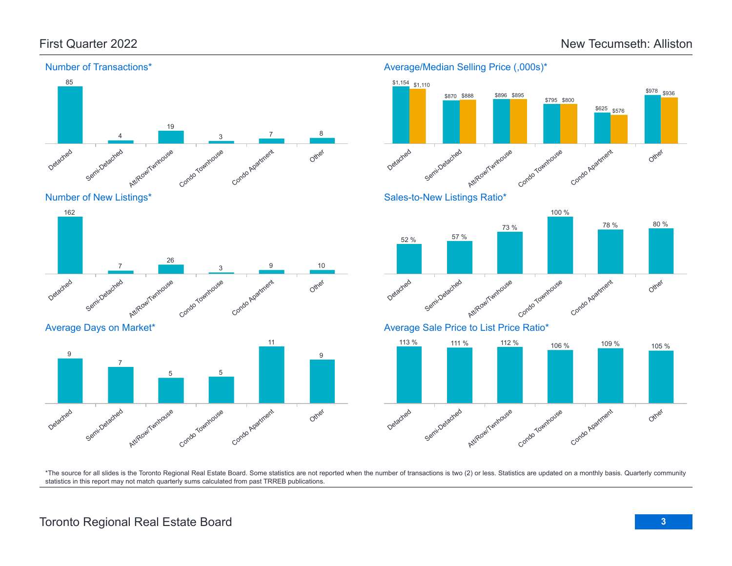## First Quarter 2022

## New Tecumseth: Alliston

### Number of Transactions*

| Detached | Semi-Detached | Att/Row/Twnhouse | Condo Townhouse | Condo Apartment | Other |
|---|---|---|---|---|---|
| 85 | 4 | 19 | 3 | 7 | 8 |

### Average/Median Selling Price (,000s)*

| | Detached | Semi-Detached | Att/Row/Twnhouse | Condo Townhouse | Condo Apartment | Other |
|---|---|---|---|---|---|---|
| Average | $1,154 | $870 | $896 | $795 | $625 | $978 |
| Median | $1,110 | $888 | $895 | $800 | $576 | $936 |

### Number of New Listings*

| Detached | Semi-Detached | Att/Row/Twnhouse | Condo Townhouse | Condo Apartment | Other |
|---|---|---|---|---|---|
| 162 | 7 | 26 | 3 | 9 | 10 |

### Sales-to-New Listings Ratio*

| Detached | Semi-Detached | Att/Row/Twnhouse | Condo Townhouse | Condo Apartment | Other |
|---|---|---|---|---|---|
| 52 % | 57 % | 73 % | 100 % | 78 % | 80 % |

### Average Days on Market*

| Detached | Semi-Detached | Att/Row/Twnhouse | Condo Townhouse | Condo Apartment | Other |
|---|---|---|---|---|---|
| 9 | 7 | 5 | 5 | 11 | 9 |

### Average Sale Price to List Price Ratio*

| Detached | Semi-Detached | Att/Row/Twnhouse | Condo Townhouse | Condo Apartment | Other |
|---|---|---|---|---|---|
| 113 % | 111 % | 112 % | 106 % | 109 % | 105 % |

*The source for all slides is the Toronto Regional Real Estate Board. Some statistics are not reported when the number of transactions is two (2) or less. Statistics are updated on a monthly basis. Quarterly community statistics in this report may not match quarterly sums calculated from past TRREB publications.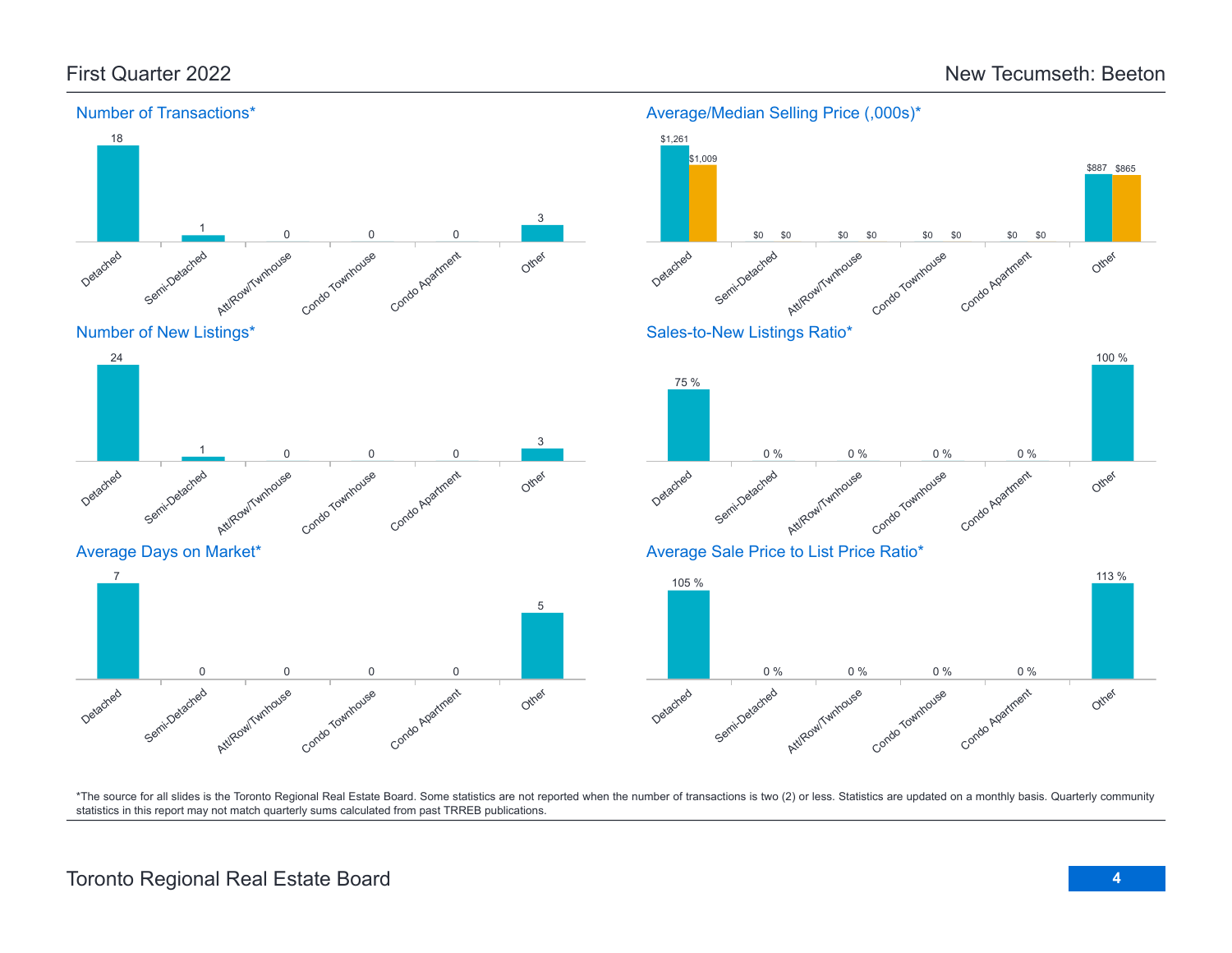First Quarter 2022

New Tecumseth: Beeton

## Number of Transactions*

| Detached | Semi-Detached | Att/Row/Twnhouse | Condo Townhouse | Condo Apartment | Other |
|---|---|---|---|---|---|
| 18 | 1 | 0 | 0 | 0 | 3 |

## Average/Median Selling Price (,000s)*

| | Detached | Semi-Detached | Att/Row/Twnhouse | Condo Townhouse | Condo Apartment | Other |
|---|---|---|---|---|---|---|
| Average | $1,261 | $0 | $0 | $0 | $0 | $887 |
| Median | $1,009 | $0 | $0 | $0 | $0 | $865 |

## Number of New Listings*

| Detached | Semi-Detached | Att/Row/Twnhouse | Condo Townhouse | Condo Apartment | Other |
|---|---|---|---|---|---|
| 24 | 1 | 0 | 0 | 0 | 3 |

## Sales-to-New Listings Ratio*

| Detached | Semi-Detached | Att/Row/Twnhouse | Condo Townhouse | Condo Apartment | Other |
|---|---|---|---|---|---|
| 75 % | 0 % | 0 % | 0 % | 0 % | 100 % |

## Average Days on Market*

| Detached | Semi-Detached | Att/Row/Twnhouse | Condo Townhouse | Condo Apartment | Other |
|---|---|---|---|---|---|
| 7 | 0 | 0 | 0 | 0 | 5 |

## Average Sale Price to List Price Ratio*

| Detached | Semi-Detached | Att/Row/Twnhouse | Condo Townhouse | Condo Apartment | Other |
|---|---|---|---|---|---|
| 105 % | 0 % | 0 % | 0 % | 0 % | 113 % |

*The source for all slides is the Toronto Regional Real Estate Board. Some statistics are not reported when the number of transactions is two (2) or less. Statistics are updated on a monthly basis. Quarterly community statistics in this report may not match quarterly sums calculated from past TRREB publications.

Toronto Regional Real Estate Board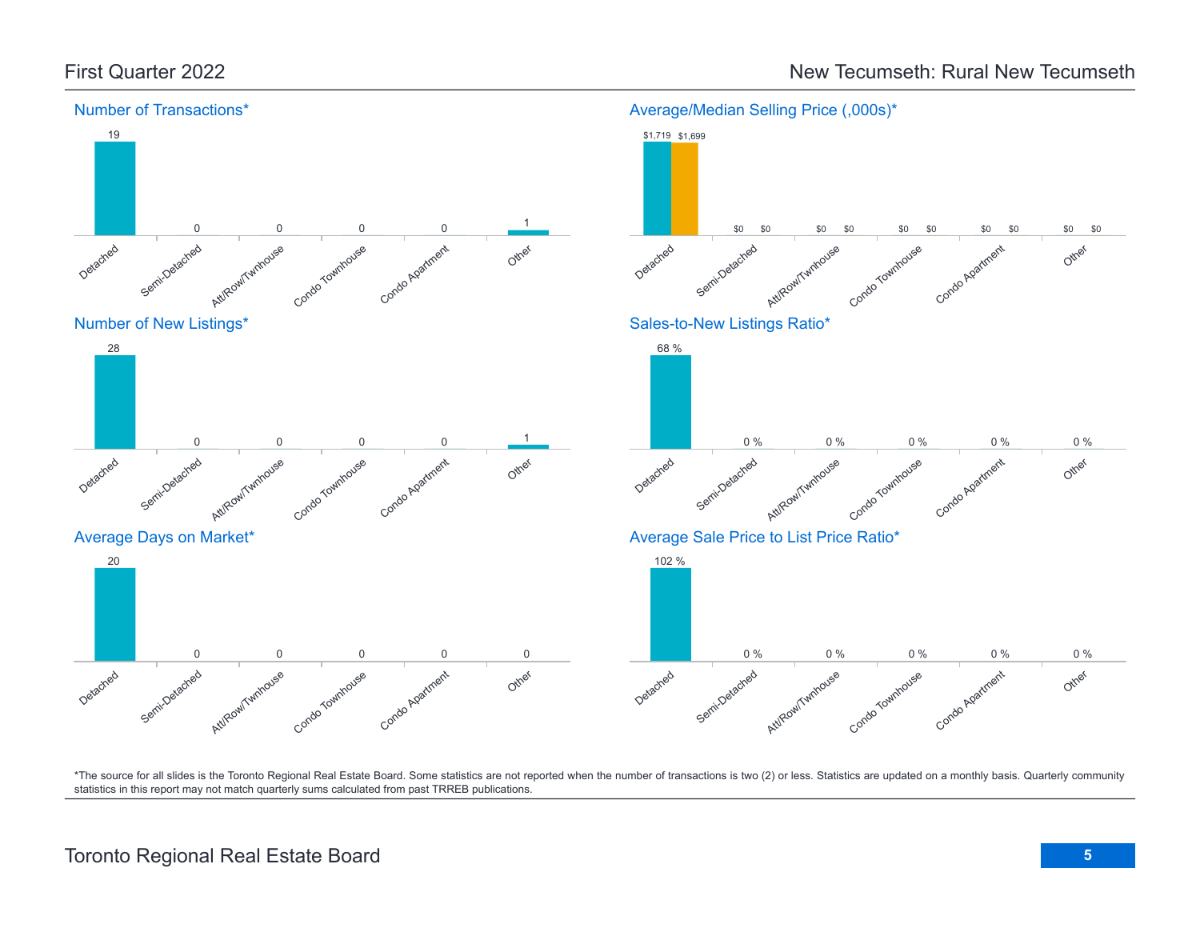First Quarter 2022

New Tecumseth: Rural New Tecumseth

## Number of Transactions*

| Detached | Semi-Detached | Att/Row/Twnhouse | Condo Townhouse | Condo Apartment | Other |
| --- | --- | --- | --- | --- | --- |
| 19 | 0 | 0 | 0 | 0 | 1 |

## Average/Median Selling Price (,000s)*

| | Detached | Semi-Detached | Att/Row/Twnhouse | Condo Townhouse | Condo Apartment | Other |
| --- | --- | --- | --- | --- | --- | --- |
| Average | $1,719 | $0 | $0 | $0 | $0 | $0 |
| Median | $1,699 | $0 | $0 | $0 | $0 | $0 |

## Number of New Listings*

| Detached | Semi-Detached | Att/Row/Twnhouse | Condo Townhouse | Condo Apartment | Other |
| --- | --- | --- | --- | --- | --- |
| 28 | 0 | 0 | 0 | 0 | 1 |

## Sales-to-New Listings Ratio*

| Detached | Semi-Detached | Att/Row/Twnhouse | Condo Townhouse | Condo Apartment | Other |
| --- | --- | --- | --- | --- | --- |
| 68 % | 0 % | 0 % | 0 % | 0 % | 0 % |

## Average Days on Market*

| Detached | Semi-Detached | Att/Row/Twnhouse | Condo Townhouse | Condo Apartment | Other |
| --- | --- | --- | --- | --- | --- |
| 20 | 0 | 0 | 0 | 0 | 0 |

## Average Sale Price to List Price Ratio*

| Detached | Semi-Detached | Att/Row/Twnhouse | Condo Townhouse | Condo Apartment | Other |
| --- | --- | --- | --- | --- | --- |
| 102 % | 0 % | 0 % | 0 % | 0 % | 0 % |

*The source for all slides is the Toronto Regional Real Estate Board. Some statistics are not reported when the number of transactions is two (2) or less. Statistics are updated on a monthly basis. Quarterly community statistics in this report may not match quarterly sums calculated from past TRREB publications.

Toronto Regional Real Estate Board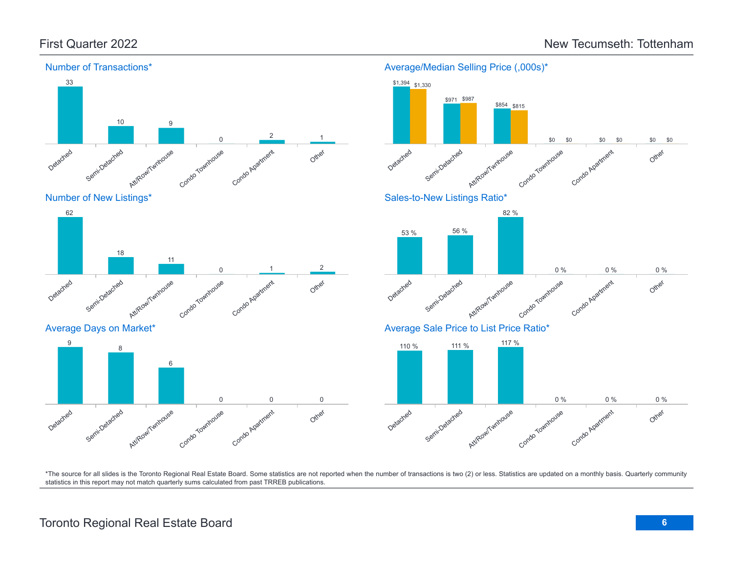First Quarter 2022

New Tecumseth: Tottenham

## Number of Transactions*

33
10
9
0
2
1

Detached
Semi-Detached
Att/Row/Twnhouse
Condo Townhouse
Condo Apartment
Other

## Average/Median Selling Price (,000s)*

$1,394
$1,330
$971
$987
$854
$815
$0
$0
$0
$0
$0
$0

Detached
Semi-Detached
Att/Row/Twnhouse
Condo Townhouse
Condo Apartment
Other

## Number of New Listings*

62
18
11
0
1
2

Detached
Semi-Detached
Att/Row/Twnhouse
Condo Townhouse
Condo Apartment
Other

## Sales-to-New Listings Ratio*

53 %
56 %
82 %
0 %
0 %
0 %

Detached
Semi-Detached
Att/Row/Twnhouse
Condo Townhouse
Condo Apartment
Other

## Average Days on Market*

9
8
6
0
0
0

Detached
Semi-Detached
Att/Row/Twnhouse
Condo Townhouse
Condo Apartment
Other

## Average Sale Price to List Price Ratio*

110 %
111 %
117 %
0 %
0 %
0 %

Detached
Semi-Detached
Att/Row/Twnhouse
Condo Townhouse
Condo Apartment
Other

*The source for all slides is the Toronto Regional Real Estate Board. Some statistics are not reported when the number of transactions is two (2) or less. Statistics are updated on a monthly basis. Quarterly community statistics in this report may not match quarterly sums calculated from past TRREB publications.

Toronto Regional Real Estate Board